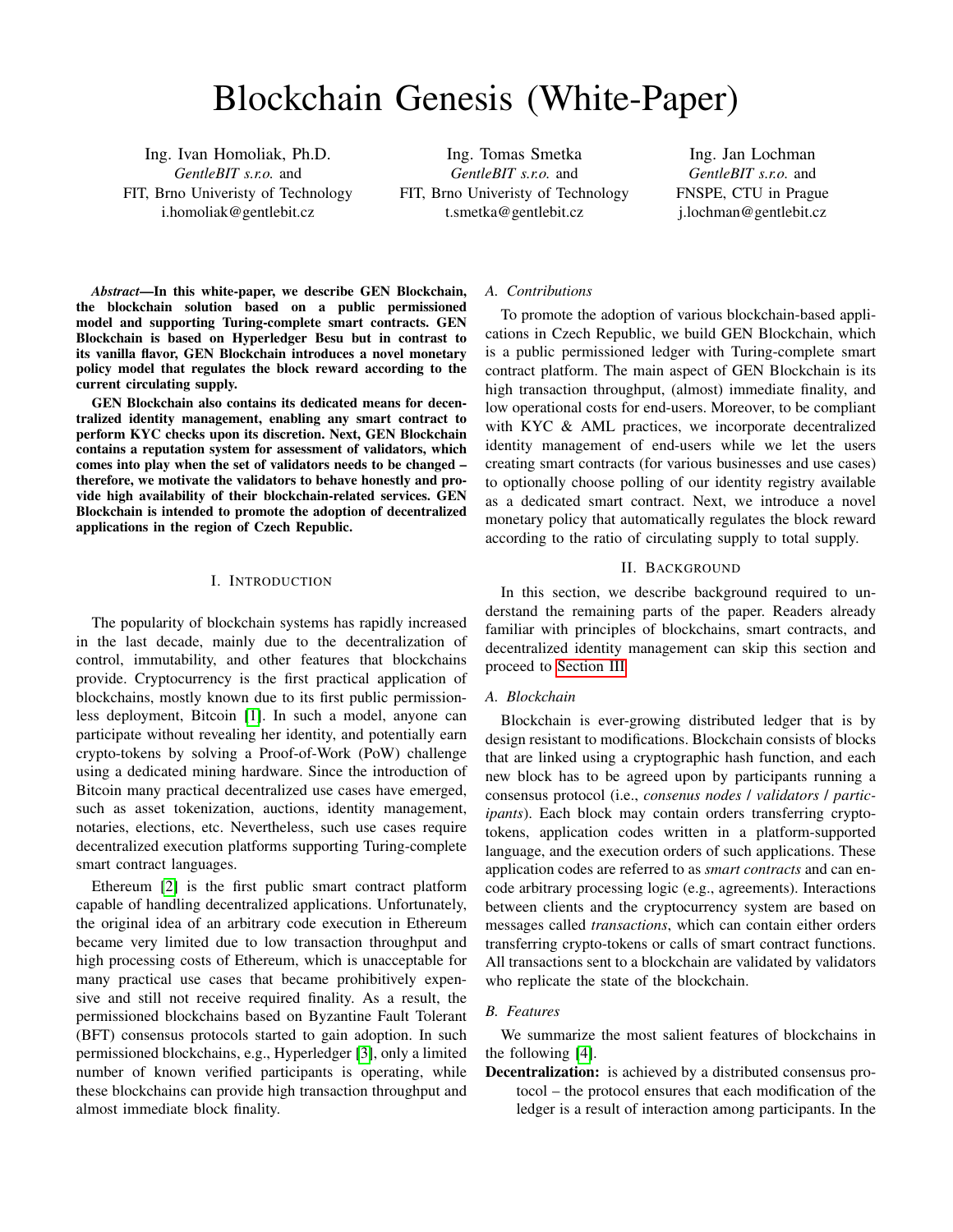# Blockchain Genesis (White-Paper)

Ing. Ivan Homoliak, Ph.D.
*GentleBIT s.r.o.* and
FIT, Brno Univeristy of Technology
i.homoliak@gentlebit.cz

Ing. Tomas Smetka
*GentleBIT s.r.o.* and
FIT, Brno Univeristy of Technology
t.smetka@gentlebit.cz

Ing. Jan Lochman
*GentleBIT s.r.o.* and
FNSPE, CTU in Prague
j.lochman@gentlebit.cz

***Abstract*—In this white-paper, we describe GEN Blockchain, the blockchain solution based on a public permissioned model and supporting Turing-complete smart contracts. GEN Blockchain is based on Hyperledger Besu but in contrast to its vanilla flavor, GEN Blockchain introduces a novel monetary policy model that regulates the block reward according to the current circulating supply.**

**GEN Blockchain also contains its dedicated means for decentralized identity management, enabling any smart contract to perform KYC checks upon its discretion. Next, GEN Blockchain contains a reputation system for assessment of validators, which comes into play when the set of validators needs to be changed – therefore, we motivate the validators to behave honestly and provide high availability of their blockchain-related services. GEN Blockchain is intended to promote the adoption of decentralized applications in the region of Czech Republic.**

## I. Introduction

The popularity of blockchain systems has rapidly increased in the last decade, mainly due to the decentralization of control, immutability, and other features that blockchains provide. Cryptocurrency is the first practical application of blockchains, mostly known due to its first public permissionless deployment, Bitcoin [1]. In such a model, anyone can participate without revealing her identity, and potentially earn crypto-tokens by solving a Proof-of-Work (PoW) challenge using a dedicated mining hardware. Since the introduction of Bitcoin many practical decentralized use cases have emerged, such as asset tokenization, auctions, identity management, notaries, elections, etc. Nevertheless, such use cases require decentralized execution platforms supporting Turing-complete smart contract languages.

Ethereum [2] is the first public smart contract platform capable of handling decentralized applications. Unfortunately, the original idea of an arbitrary code execution in Ethereum became very limited due to low transaction throughput and high processing costs of Ethereum, which is unacceptable for many practical use cases that became prohibitively expensive and still not receive required finality. As a result, the permissioned blockchains based on Byzantine Fault Tolerant (BFT) consensus protocols started to gain adoption. In such permissioned blockchains, e.g., Hyperledger [3], only a limited number of known verified participants is operating, while these blockchains can provide high transaction throughput and almost immediate block finality.

### A. Contributions

To promote the adoption of various blockchain-based applications in Czech Republic, we build GEN Blockchain, which is a public permissioned ledger with Turing-complete smart contract platform. The main aspect of GEN Blockchain is its high transaction throughput, (almost) immediate finality, and low operational costs for end-users. Moreover, to be compliant with KYC & AML practices, we incorporate decentralized identity management of end-users while we let the users creating smart contracts (for various businesses and use cases) to optionally choose polling of our identity registry available as a dedicated smart contract. Next, we introduce a novel monetary policy that automatically regulates the block reward according to the ratio of circulating supply to total supply.

## II. Background

In this section, we describe background required to understand the remaining parts of the paper. Readers already familiar with principles of blockchains, smart contracts, and decentralized identity management can skip this section and proceed to Section III.

### A. Blockchain

Blockchain is ever-growing distributed ledger that is by design resistant to modifications. Blockchain consists of blocks that are linked using a cryptographic hash function, and each new block has to be agreed upon by participants running a consensus protocol (i.e., *consenus nodes* / *validators* / *participants*). Each block may contain orders transferring crypto-tokens, application codes written in a platform-supported language, and the execution orders of such applications. These application codes are referred to as *smart contracts* and can encode arbitrary processing logic (e.g., agreements). Interactions between clients and the cryptocurrency system are based on messages called *transactions*, which can contain either orders transferring crypto-tokens or calls of smart contract functions. All transactions sent to a blockchain are validated by validators who replicate the state of the blockchain.

### B. Features

We summarize the most salient features of blockchains in the following [4].

**Decentralization:** is achieved by a distributed consensus protocol – the protocol ensures that each modification of the ledger is a result of interaction among participants. In the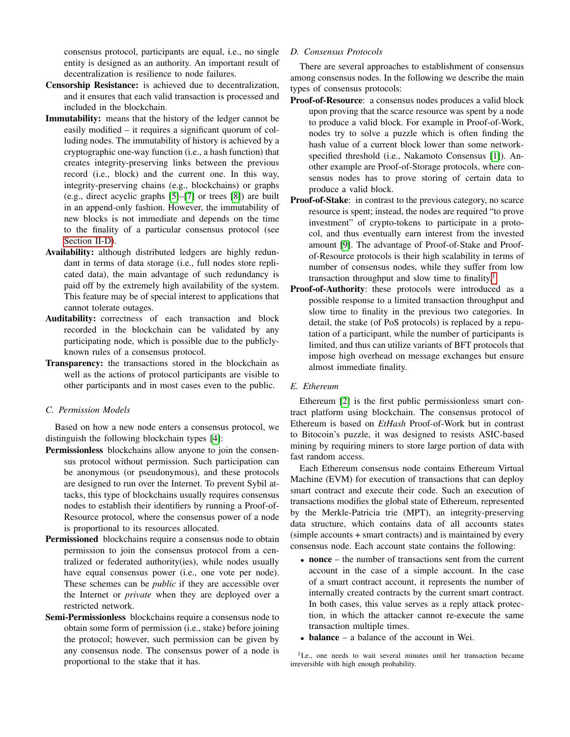consensus protocol, participants are equal, i.e., no single entity is designed as an authority. An important result of decentralization is resilience to node failures.

**Censorship Resistance:** is achieved due to decentralization, and it ensures that each valid transaction is processed and included in the blockchain.

**Immutability:** means that the history of the ledger cannot be easily modified – it requires a significant quorum of colluding nodes. The immutability of history is achieved by a cryptographic one-way function (i.e., a hash function) that creates integrity-preserving links between the previous record (i.e., block) and the current one. In this way, integrity-preserving chains (e.g., blockchains) or graphs (e.g., direct acyclic graphs [5]–[7] or trees [8]) are built in an append-only fashion. However, the immutability of new blocks is not immediate and depends on the time to the finality of a particular consensus protocol (see Section II-D).

**Availability:** although distributed ledgers are highly redundant in terms of data storage (i.e., full nodes store replicated data), the main advantage of such redundancy is paid off by the extremely high availability of the system. This feature may be of special interest to applications that cannot tolerate outages.

**Auditability:** correctness of each transaction and block recorded in the blockchain can be validated by any participating node, which is possible due to the publicly-known rules of a consensus protocol.

**Transparency:** the transactions stored in the blockchain as well as the actions of protocol participants are visible to other participants and in most cases even to the public.

### C. Permission Models

Based on how a new node enters a consensus protocol, we distinguish the following blockchain types [4]:

**Permissionless** blockchains allow anyone to join the consensus protocol without permission. Such participation can be anonymous (or pseudonymous), and these protocols are designed to run over the Internet. To prevent Sybil attacks, this type of blockchains usually requires consensus nodes to establish their identifiers by running a Proof-of-Resource protocol, where the consensus power of a node is proportional to its resources allocated.

**Permissioned** blockchains require a consensus node to obtain permission to join the consensus protocol from a centralized or federated authority(ies), while nodes usually have equal consensus power (i.e., one vote per node). These schemes can be *public* if they are accessible over the Internet or *private* when they are deployed over a restricted network.

**Semi-Permissionless** blockchains require a consensus node to obtain some form of permission (i.e., stake) before joining the protocol; however, such permission can be given by any consensus node. The consensus power of a node is proportional to the stake that it has.

### D. Consensus Protocols

There are several approaches to establishment of consensus among consensus nodes. In the following we describe the main types of consensus protocols:

**Proof-of-Resource**: a consensus nodes produces a valid block upon proving that the scarce resource was spent by a node to produce a valid block. For example in Proof-of-Work, nodes try to solve a puzzle which is often finding the hash value of a current block lower than some network-specified threshold (i.e., Nakamoto Consensus [1]). Another example are Proof-of-Storage protocols, where consensus nodes has to prove storing of certain data to produce a valid block.

**Proof-of-Stake**: in contrast to the previous category, no scarce resource is spent; instead, the nodes are required "to prove investment" of crypto-tokens to participate in a protocol, and thus eventually earn interest from the invested amount [9]. The advantage of Proof-of-Stake and Proof-of-Resource protocols is their high scalability in terms of number of consensus nodes, while they suffer from low transaction throughput and slow time to finality.[1]

**Proof-of-Authority**: these protocols were introduced as a possible response to a limited transaction throughput and slow time to finality in the previous two categories. In detail, the stake (of PoS protocols) is replaced by a reputation of a participant, while the number of participants is limited, and thus can utilize variants of BFT protocols that impose high overhead on message exchanges but ensure almost immediate finality.

### E. Ethereum

Ethereum [2] is the first public permissionless smart contract platform using blockchain. The consensus protocol of Ethereum is based on *EtHash* Proof-of-Work but in contrast to Bitocoin's puzzle, it was designed to resists ASIC-based mining by requiring miners to store large portion of data with fast random access.

Each Ethereum consensus node contains Ethereum Virtual Machine (EVM) for execution of transactions that can deploy smart contract and execute their code. Such an execution of transactions modifies the global state of Ethereum, represented by the Merkle-Patricia trie (MPT), an integrity-preserving data structure, which contains data of all accounts states (simple accounts + smart contracts) and is maintained by every consensus node. Each account state contains the following:

- **nonce** – the number of transactions sent from the current account in the case of a simple account. In the case of a smart contract account, it represents the number of internally created contracts by the current smart contract. In both cases, this value serves as a reply attack protection, in which the attacker cannot re-execute the same transaction multiple times.
- **balance** – a balance of the account in Wei.

[1] I.e., one needs to wait several minutes until her transaction became irreversible with high enough probability.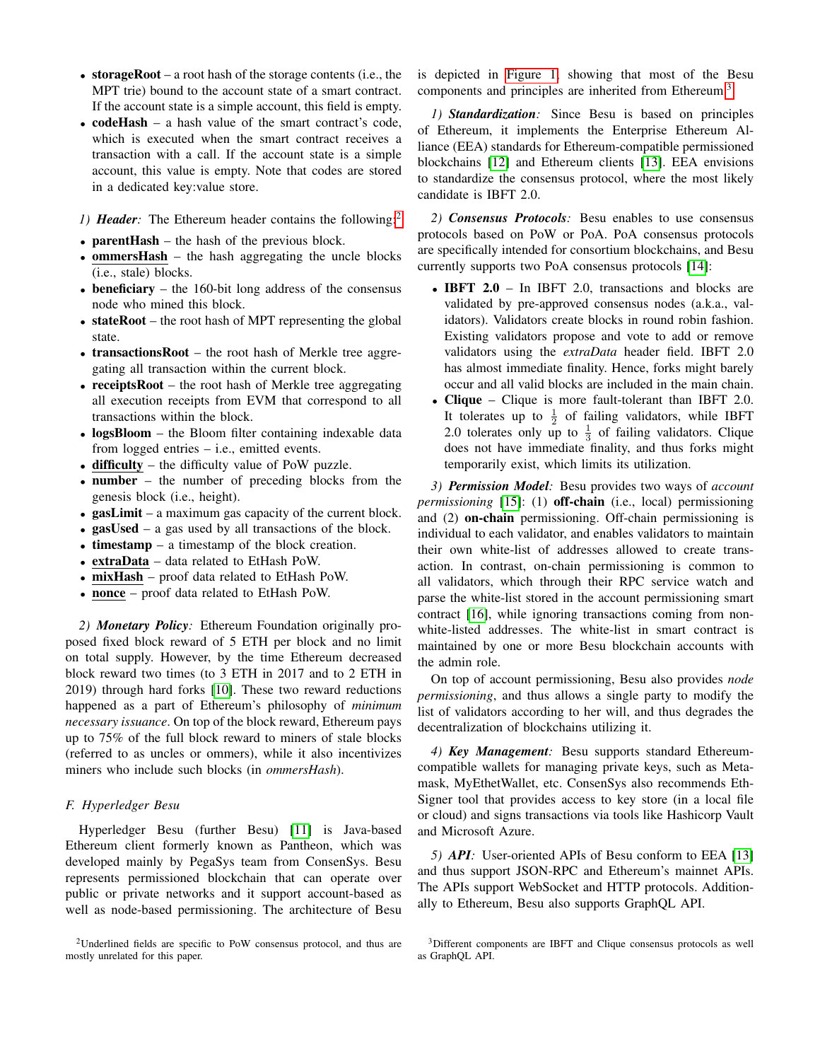- **storageRoot** – a root hash of the storage contents (i.e., the MPT trie) bound to the account state of a smart contract. If the account state is a simple account, this field is empty.
- **codeHash** – a hash value of the smart contract's code, which is executed when the smart contract receives a transaction with a call. If the account state is a simple account, this value is empty. Note that codes are stored in a dedicated key:value store.

*1) **Header**:* The Ethereum header contains the following:[2]

- **parentHash** – the hash of the previous block.
- **ommersHash** – the hash aggregating the uncle blocks (i.e., stale) blocks.
- **beneficiary** – the 160-bit long address of the consensus node who mined this block.
- **stateRoot** – the root hash of MPT representing the global state.
- **transactionsRoot** – the root hash of Merkle tree aggregating all transaction within the current block.
- **receiptsRoot** – the root hash of Merkle tree aggregating all execution receipts from EVM that correspond to all transactions within the block.
- **logsBloom** – the Bloom filter containing indexable data from logged entries – i.e., emitted events.
- **difficulty** – the difficulty value of PoW puzzle.
- **number** – the number of preceding blocks from the genesis block (i.e., height).
- **gasLimit** – a maximum gas capacity of the current block.
- **gasUsed** – a gas used by all transactions of the block.
- **timestamp** – a timestamp of the block creation.
- **extraData** – data related to EtHash PoW.
- **mixHash** – proof data related to EtHash PoW.
- **nonce** – proof data related to EtHash PoW.

*2) **Monetary Policy**:* Ethereum Foundation originally proposed fixed block reward of 5 ETH per block and no limit on total supply. However, by the time Ethereum decreased block reward two times (to 3 ETH in 2017 and to 2 ETH in 2019) through hard forks [10]. These two reward reductions happened as a part of Ethereum's philosophy of *minimum necessary issuance*. On top of the block reward, Ethereum pays up to 75% of the full block reward to miners of stale blocks (referred to as uncles or ommers), while it also incentivizes miners who include such blocks (in *ommersHash*).

### F. Hyperledger Besu

Hyperledger Besu (further Besu) [11] is Java-based Ethereum client formerly known as Pantheon, which was developed mainly by PegaSys team from ConsenSys. Besu represents permissioned blockchain that can operate over public or private networks and it support account-based as well as node-based permissioning. The architecture of Besu is depicted in Figure 1, showing that most of the Besu components and principles are inherited from Ethereum.[3]

*1) **Standardization**:* Since Besu is based on principles of Ethereum, it implements the Enterprise Ethereum Alliance (EEA) standards for Ethereum-compatible permissioned blockchains [12] and Ethereum clients [13]. EEA envisions to standardize the consensus protocol, where the most likely candidate is IBFT 2.0.

*2) **Consensus Protocols**:* Besu enables to use consensus protocols based on PoW or PoA. PoA consensus protocols are specifically intended for consortium blockchains, and Besu currently supports two PoA consensus protocols [14]:

- **IBFT 2.0** – In IBFT 2.0, transactions and blocks are validated by pre-approved consensus nodes (a.k.a., validators). Validators create blocks in round robin fashion. Existing validators propose and vote to add or remove validators using the *extraData* header field. IBFT 2.0 has almost immediate finality. Hence, forks might barely occur and all valid blocks are included in the main chain.
- **Clique** – Clique is more fault-tolerant than IBFT 2.0. It tolerates up to $\frac{1}{2}$ of failing validators, while IBFT 2.0 tolerates only up to $\frac{1}{3}$ of failing validators. Clique does not have immediate finality, and thus forks might temporarily exist, which limits its utilization.

*3) **Permission Model**:* Besu provides two ways of *account permissioning* [15]: (1) **off-chain** (i.e., local) permissioning and (2) **on-chain** permissioning. Off-chain permissioning is individual to each validator, and enables validators to maintain their own white-list of addresses allowed to create transaction. In contrast, on-chain permissioning is common to all validators, which through their RPC service watch and parse the white-list stored in the account permissioning smart contract [16], while ignoring transactions coming from non-white-listed addresses. The white-list in smart contract is maintained by one or more Besu blockchain accounts with the admin role.

On top of account permissioning, Besu also provides *node permissioning*, and thus allows a single party to modify the list of validators according to her will, and thus degrades the decentralization of blockchains utilizing it.

*4) **Key Management**:* Besu supports standard Ethereum-compatible wallets for managing private keys, such as Metamask, MyEthetWallet, etc. ConsenSys also recommends EthSigner tool that provides access to key store (in a local file or cloud) and signs transactions via tools like Hashicorp Vault and Microsoft Azure.

*5) **API**:* User-oriented APIs of Besu conform to EEA [13] and thus support JSON-RPC and Ethereum's mainnet APIs. The APIs support WebSocket and HTTP protocols. Additionally to Ethereum, Besu also supports GraphQL API.

[2] Underlined fields are specific to PoW consensus protocol, and thus are mostly unrelated for this paper.

[3] Different components are IBFT and Clique consensus protocols as well as GraphQL API.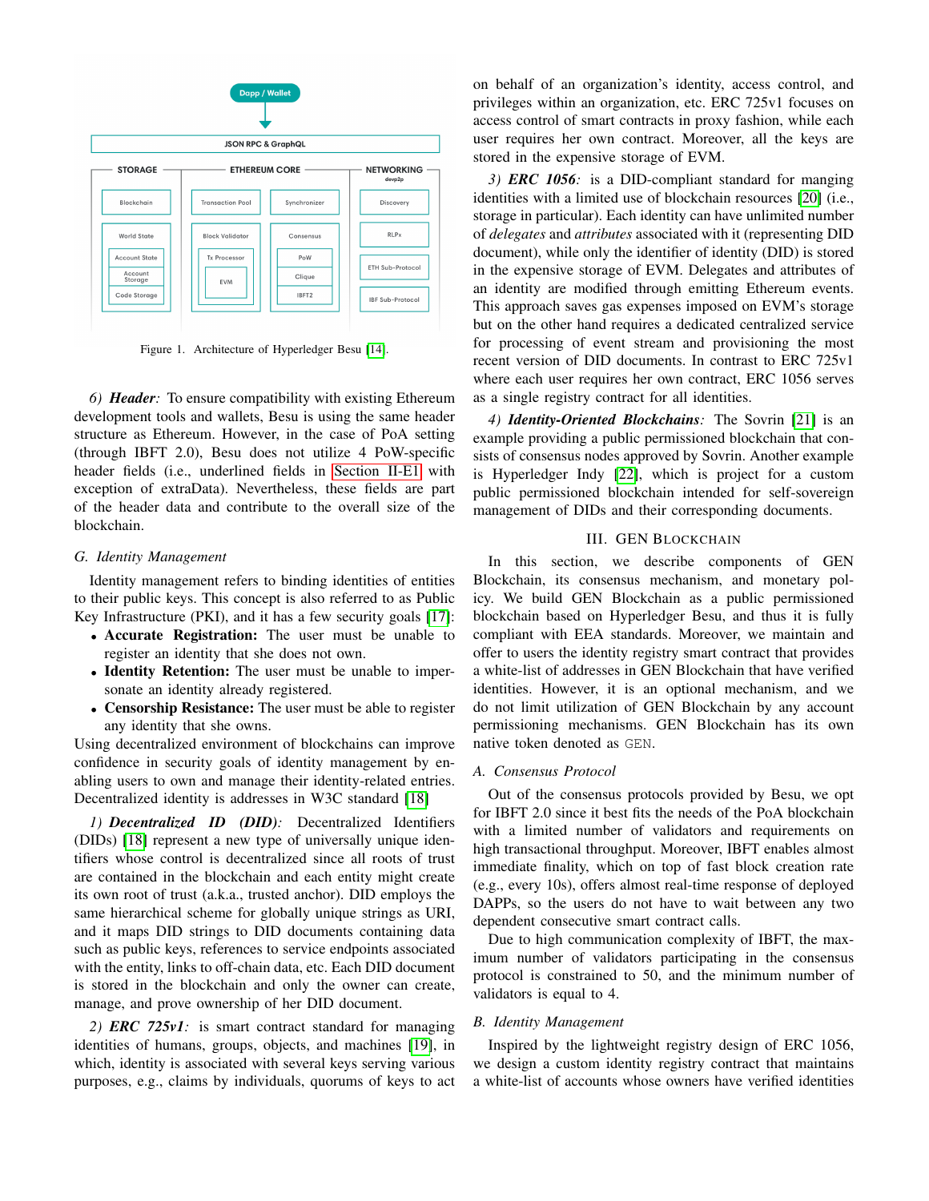Figure 1. Architecture of Hyperledger Besu [14].

*6) **Header**:* To ensure compatibility with existing Ethereum development tools and wallets, Besu is using the same header structure as Ethereum. However, in the case of PoA setting (through IBFT 2.0), Besu does not utilize 4 PoW-specific header fields (i.e., underlined fields in Section II-E1 with exception of extraData). Nevertheless, these fields are part of the header data and contribute to the overall size of the blockchain.

### G. Identity Management

Identity management refers to binding identities of entities to their public keys. This concept is also referred to as Public Key Infrastructure (PKI), and it has a few security goals [17]:

- **Accurate Registration:** The user must be unable to register an identity that she does not own.
- **Identity Retention:** The user must be unable to impersonate an identity already registered.
- **Censorship Resistance:** The user must be able to register any identity that she owns.

Using decentralized environment of blockchains can improve confidence in security goals of identity management by enabling users to own and manage their identity-related entries. Decentralized identity is addresses in W3C standard [18]

*1) **Decentralized ID (DID)**:* Decentralized Identifiers (DIDs) [18] represent a new type of universally unique identifiers whose control is decentralized since all roots of trust are contained in the blockchain and each entity might create its own root of trust (a.k.a., trusted anchor). DID employs the same hierarchical scheme for globally unique strings as URI, and it maps DID strings to DID documents containing data such as public keys, references to service endpoints associated with the entity, links to off-chain data, etc. Each DID document is stored in the blockchain and only the owner can create, manage, and prove ownership of her DID document.

*2) **ERC 725v1**:* is smart contract standard for managing identities of humans, groups, objects, and machines [19], in which, identity is associated with several keys serving various purposes, e.g., claims by individuals, quorums of keys to act on behalf of an organization's identity, access control, and privileges within an organization, etc. ERC 725v1 focuses on access control of smart contracts in proxy fashion, while each user requires her own contract. Moreover, all the keys are stored in the expensive storage of EVM.

*3) **ERC 1056**:* is a DID-compliant standard for manging identities with a limited use of blockchain resources [20] (i.e., storage in particular). Each identity can have unlimited number of *delegates* and *attributes* associated with it (representing DID document), while only the identifier of identity (DID) is stored in the expensive storage of EVM. Delegates and attributes of an identity are modified through emitting Ethereum events. This approach saves gas expenses imposed on EVM's storage but on the other hand requires a dedicated centralized service for processing of event stream and provisioning the most recent version of DID documents. In contrast to ERC 725v1 where each user requires her own contract, ERC 1056 serves as a single registry contract for all identities.

*4) **Identity-Oriented Blockchains**:* The Sovrin [21] is an example providing a public permissioned blockchain that consists of consensus nodes approved by Sovrin. Another example is Hyperledger Indy [22], which is project for a custom public permissioned blockchain intended for self-sovereign management of DIDs and their corresponding documents.

## III. GEN Blockchain

In this section, we describe components of GEN Blockchain, its consensus mechanism, and monetary policy. We build GEN Blockchain as a public permissioned blockchain based on Hyperledger Besu, and thus it is fully compliant with EEA standards. Moreover, we maintain and offer to users the identity registry smart contract that provides a white-list of addresses in GEN Blockchain that have verified identities. However, it is an optional mechanism, and we do not limit utilization of GEN Blockchain by any account permissioning mechanisms. GEN Blockchain has its own native token denoted as `GEN`.

### A. Consensus Protocol

Out of the consensus protocols provided by Besu, we opt for IBFT 2.0 since it best fits the needs of the PoA blockchain with a limited number of validators and requirements on high transactional throughput. Moreover, IBFT enables almost immediate finality, which on top of fast block creation rate (e.g., every 10s), offers almost real-time response of deployed DAPPs, so the users do not have to wait between any two dependent consecutive smart contract calls.

Due to high communication complexity of IBFT, the maximum number of validators participating in the consensus protocol is constrained to 50, and the minimum number of validators is equal to 4.

### B. Identity Management

Inspired by the lightweight registry design of ERC 1056, we design a custom identity registry contract that maintains a white-list of accounts whose owners have verified identities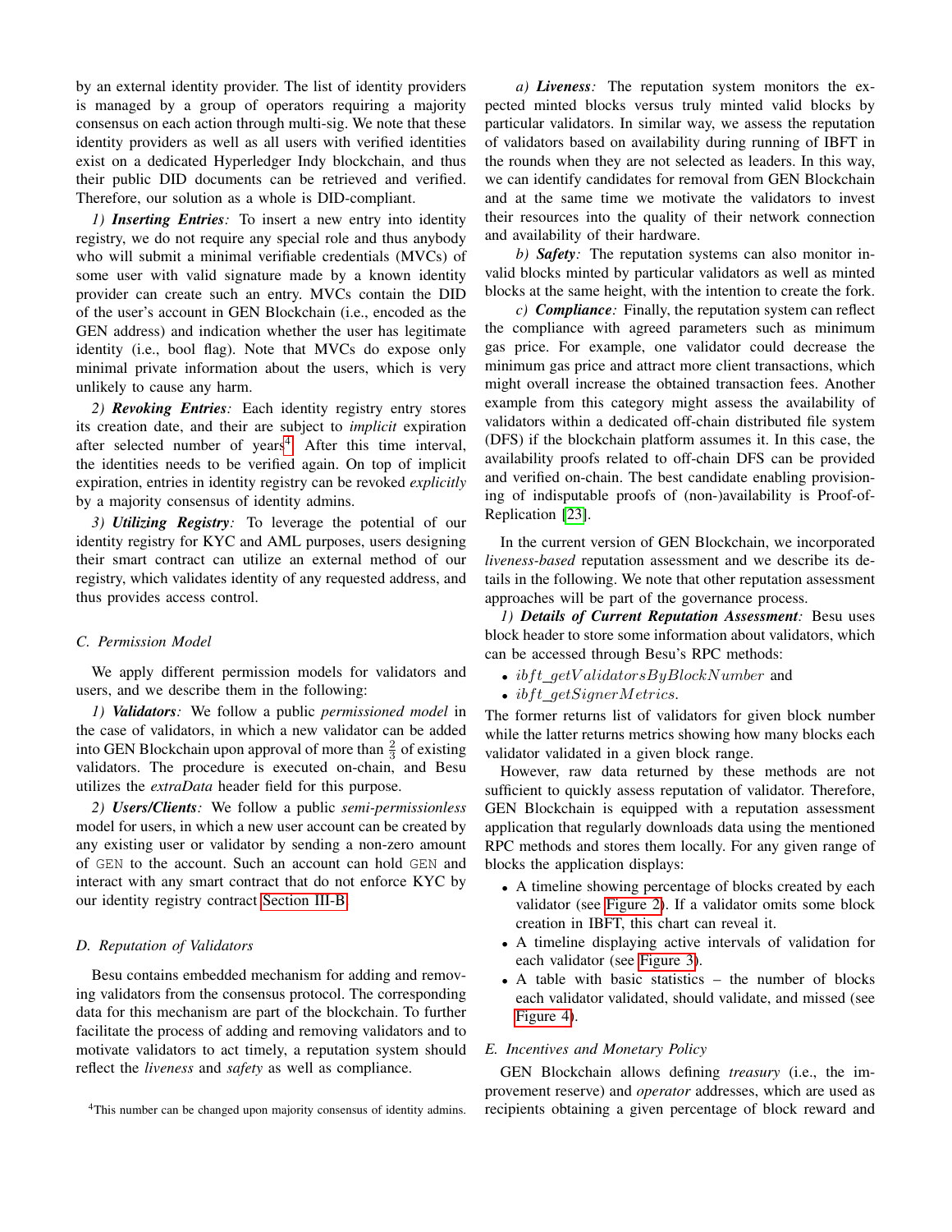by an external identity provider. The list of identity providers is managed by a group of operators requiring a majority consensus on each action through multi-sig. We note that these identity providers as well as all users with verified identities exist on a dedicated Hyperledger Indy blockchain, and thus their public DID documents can be retrieved and verified. Therefore, our solution as a whole is DID-compliant.

*1) **Inserting Entries**:* To insert a new entry into identity registry, we do not require any special role and thus anybody who will submit a minimal verifiable credentials (MVCs) of some user with valid signature made by a known identity provider can create such an entry. MVCs contain the DID of the user's account in GEN Blockchain (i.e., encoded as the GEN address) and indication whether the user has legitimate identity (i.e., bool flag). Note that MVCs do expose only minimal private information about the users, which is very unlikely to cause any harm.

*2) **Revoking Entries**:* Each identity registry entry stores its creation date, and their are subject to *implicit* expiration after selected number of years[4]. After this time interval, the identities needs to be verified again. On top of implicit expiration, entries in identity registry can be revoked *explicitly* by a majority consensus of identity admins.

*3) **Utilizing Registry**:* To leverage the potential of our identity registry for KYC and AML purposes, users designing their smart contract can utilize an external method of our registry, which validates identity of any requested address, and thus provides access control.

### C. Permission Model

We apply different permission models for validators and users, and we describe them in the following:

*1) **Validators**:* We follow a public *permissioned model* in the case of validators, in which a new validator can be added into GEN Blockchain upon approval of more than $\frac{2}{3}$ of existing validators. The procedure is executed on-chain, and Besu utilizes the *extraData* header field for this purpose.

*2) **Users/Clients**:* We follow a public *semi-permissionless* model for users, in which a new user account can be created by any existing user or validator by sending a non-zero amount of `GEN` to the account. Such an account can hold `GEN` and interact with any smart contract that do not enforce KYC by our identity registry contract Section III-B.

### D. Reputation of Validators

Besu contains embedded mechanism for adding and removing validators from the consensus protocol. The corresponding data for this mechanism are part of the blockchain. To further facilitate the process of adding and removing validators and to motivate validators to act timely, a reputation system should reflect the *liveness* and *safety* as well as compliance.

[4]This number can be changed upon majority consensus of identity admins.

*a) **Liveness**:* The reputation system monitors the expected minted blocks versus truly minted valid blocks by particular validators. In similar way, we assess the reputation of validators based on availability during running of IBFT in the rounds when they are not selected as leaders. In this way, we can identify candidates for removal from GEN Blockchain and at the same time we motivate the validators to invest their resources into the quality of their network connection and availability of their hardware.

*b) **Safety**:* The reputation systems can also monitor invalid blocks minted by particular validators as well as minted blocks at the same height, with the intention to create the fork.

*c) **Compliance**:* Finally, the reputation system can reflect the compliance with agreed parameters such as minimum gas price. For example, one validator could decrease the minimum gas price and attract more client transactions, which might overall increase the obtained transaction fees. Another example from this category might assess the availability of validators within a dedicated off-chain distributed file system (DFS) if the blockchain platform assumes it. In this case, the availability proofs related to off-chain DFS can be provided and verified on-chain. The best candidate enabling provisioning of indisputable proofs of (non-)availability is Proof-of-Replication [23].

In the current version of GEN Blockchain, we incorporated *liveness-based* reputation assessment and we describe its details in the following. We note that other reputation assessment approaches will be part of the governance process.

*1) **Details of Current Reputation Assessment**:* Besu uses block header to store some information about validators, which can be accessed through Besu's RPC methods:

- $ibft\_getValidatorsByBlockNumber$ and
- $ibft\_getSignerMetrics$.

The former returns list of validators for given block number while the latter returns metrics showing how many blocks each validator validated in a given block range.

However, raw data returned by these methods are not sufficient to quickly assess reputation of validator. Therefore, GEN Blockchain is equipped with a reputation assessment application that regularly downloads data using the mentioned RPC methods and stores them locally. For any given range of blocks the application displays:

- A timeline showing percentage of blocks created by each validator (see Figure 2). If a validator omits some block creation in IBFT, this chart can reveal it.
- A timeline displaying active intervals of validation for each validator (see Figure 3).
- A table with basic statistics – the number of blocks each validator validated, should validate, and missed (see Figure 4).

### E. Incentives and Monetary Policy

GEN Blockchain allows defining *treasury* (i.e., the improvement reserve) and *operator* addresses, which are used as recipients obtaining a given percentage of block reward and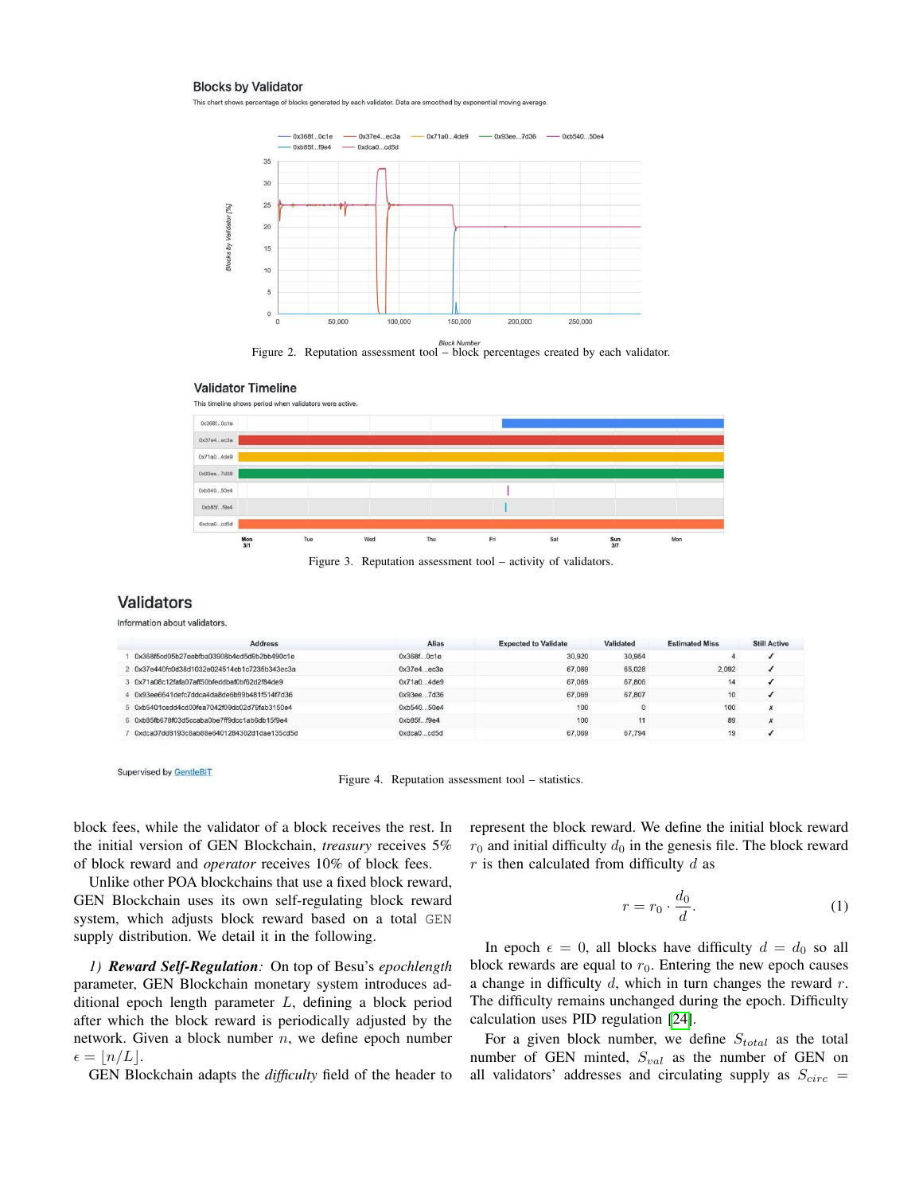Figure 2. Reputation assessment tool – block percentages created by each validator.

Figure 3. Reputation assessment tool – activity of validators.

## Validators

Information about validators.

| | Address | Alias | Expected to Validate | Validated | Estimated Miss | Still Active |
|---|---|---|---|---|---|---|
| 1 | 0x368f5cd05b27eebfba03908b4ed5d9b2bb490c1e | 0x368f...0c1e | 30,920 | 30,954 | 4 | ✓ |
| 2 | 0x37e440fc0d38d1032e024514cb1c7235b343ec3a | 0x37e4...ec3a | 67,069 | 65,028 | 2,092 | ✓ |
| 3 | 0x71a08c12fafa07aff50bfeddbaf0bf62d2f84de9 | 0x71a0...4de9 | 67,069 | 67,806 | 14 | ✓ |
| 4 | 0x93ee6641defc7ddca4da8de6b99b481f514f7d36 | 0x93ee...7d36 | 67,069 | 67,807 | 10 | ✓ |
| 5 | 0xb5401cedd4cd00fea7042f09dc02d79fab3150e4 | 0xb540...50e4 | 100 | 0 | 100 | ✗ |
| 6 | 0xb85fb678f03d5ccaba0be7ff9dcc1ab6db15f9e4 | 0xb85f...f9e4 | 100 | 11 | 89 | ✗ |
| 7 | 0xdca07dd8193c8ab88e6401284302d1dae135cd5d | 0xdca0...cd5d | 67,069 | 67,794 | 19 | ✓ |

Supervised by GentleBIT

Figure 4. Reputation assessment tool – statistics.

block fees, while the validator of a block receives the rest. In the initial version of GEN Blockchain, *treasury* receives 5% of block reward and *operator* receives 10% of block fees.

Unlike other POA blockchains that use a fixed block reward, GEN Blockchain uses its own self-regulating block reward system, which adjusts block reward based on a total GEN supply distribution. We detail it in the following.

*1) **Reward Self-Regulation**:* On top of Besu's *epochlength* parameter, GEN Blockchain monetary system introduces additional epoch length parameter $L$, defining a block period after which the block reward is periodically adjusted by the network. Given a block number $n$, we define epoch number $\epsilon = \lfloor n/L \rfloor$.

GEN Blockchain adapts the *difficulty* field of the header to represent the block reward. We define the initial block reward $r_0$ and initial difficulty $d_0$ in the genesis file. The block reward $r$ is then calculated from difficulty $d$ as

$$r = r_0 \cdot \frac{d_0}{d}. \tag{1}$$

In epoch $\epsilon = 0$, all blocks have difficulty $d = d_0$ so all block rewards are equal to $r_0$. Entering the new epoch causes a change in difficulty $d$, which in turn changes the reward $r$. The difficulty remains unchanged during the epoch. Difficulty calculation uses PID regulation [24].

For a given block number, we define $S_{total}$ as the total number of GEN minted, $S_{val}$ as the number of GEN on all validators' addresses and circulating supply as $S_{circ}$ =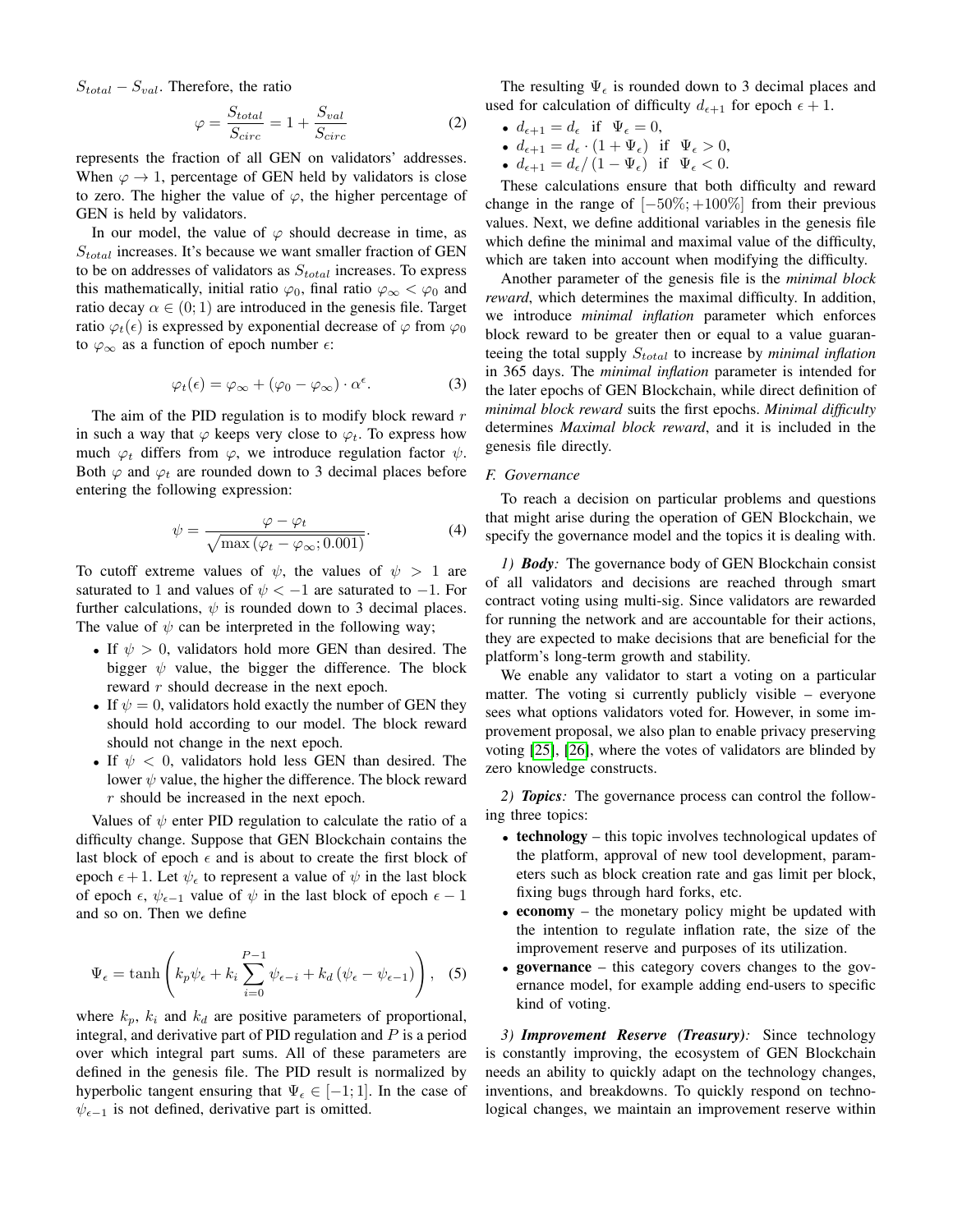$S_{total} - S_{val}$. Therefore, the ratio

$$\varphi = \frac{S_{total}}{S_{circ}} = 1 + \frac{S_{val}}{S_{circ}} \tag{2}$$

represents the fraction of all GEN on validators' addresses. When $\varphi \to 1$, percentage of GEN held by validators is close to zero. The higher the value of $\varphi$, the higher percentage of GEN is held by validators.

In our model, the value of $\varphi$ should decrease in time, as $S_{total}$ increases. It's because we want smaller fraction of GEN to be on addresses of validators as $S_{total}$ increases. To express this mathematically, initial ratio $\varphi_0$, final ratio $\varphi_\infty < \varphi_0$ and ratio decay $\alpha \in (0; 1)$ are introduced in the genesis file. Target ratio $\varphi_t(\epsilon)$ is expressed by exponential decrease of $\varphi$ from $\varphi_0$ to $\varphi_\infty$ as a function of epoch number $\epsilon$:

$$\varphi_t(\epsilon) = \varphi_\infty + (\varphi_0 - \varphi_\infty) \cdot \alpha^\epsilon. \tag{3}$$

The aim of the PID regulation is to modify block reward $r$ in such a way that $\varphi$ keeps very close to $\varphi_t$. To express how much $\varphi_t$ differs from $\varphi$, we introduce regulation factor $\psi$. Both $\varphi$ and $\varphi_t$ are rounded down to 3 decimal places before entering the following expression:

$$\psi = \frac{\varphi - \varphi_t}{\sqrt{\max(\varphi_t - \varphi_\infty; 0.001)}}. \tag{4}$$

To cutoff extreme values of $\psi$, the values of $\psi > 1$ are saturated to 1 and values of $\psi < -1$ are saturated to $-1$. For further calculations, $\psi$ is rounded down to 3 decimal places. The value of $\psi$ can be interpreted in the following way;

- If $\psi > 0$, validators hold more GEN than desired. The bigger $\psi$ value, the bigger the difference. The block reward $r$ should decrease in the next epoch.
- If $\psi = 0$, validators hold exactly the number of GEN they should hold according to our model. The block reward should not change in the next epoch.
- If $\psi < 0$, validators hold less GEN than desired. The lower $\psi$ value, the higher the difference. The block reward $r$ should be increased in the next epoch.

Values of $\psi$ enter PID regulation to calculate the ratio of a difficulty change. Suppose that GEN Blockchain contains the last block of epoch $\epsilon$ and is about to create the first block of epoch $\epsilon + 1$. Let $\psi_\epsilon$ to represent a value of $\psi$ in the last block of epoch $\epsilon$, $\psi_{\epsilon-1}$ value of $\psi$ in the last block of epoch $\epsilon - 1$ and so on. Then we define

$$\Psi_\epsilon = \tanh\left(k_p \psi_\epsilon + k_i \sum_{i=0}^{P-1} \psi_{\epsilon-i} + k_d (\psi_\epsilon - \psi_{\epsilon-1})\right), \tag{5}$$

where $k_p$, $k_i$ and $k_d$ are positive parameters of proportional, integral, and derivative part of PID regulation and $P$ is a period over which integral part sums. All of these parameters are defined in the genesis file. The PID result is normalized by hyperbolic tangent ensuring that $\Psi_\epsilon \in [-1; 1]$. In the case of $\psi_{\epsilon-1}$ is not defined, derivative part is omitted.

The resulting $\Psi_\epsilon$ is rounded down to 3 decimal places and used for calculation of difficulty $d_{\epsilon+1}$ for epoch $\epsilon + 1$.

- $d_{\epsilon+1} = d_\epsilon$ if $\Psi_\epsilon = 0$,
- $d_{\epsilon+1} = d_\epsilon \cdot (1 + \Psi_\epsilon)$ if $\Psi_\epsilon > 0$,
- $d_{\epsilon+1} = d_\epsilon / (1 - \Psi_\epsilon)$ if $\Psi_\epsilon < 0$.

These calculations ensure that both difficulty and reward change in the range of $[-50\%; +100\%]$ from their previous values. Next, we define additional variables in the genesis file which define the minimal and maximal value of the difficulty, which are taken into account when modifying the difficulty.

Another parameter of the genesis file is the *minimal block reward*, which determines the maximal difficulty. In addition, we introduce *minimal inflation* parameter which enforces block reward to be greater then or equal to a value guaranteeing the total supply $S_{total}$ to increase by *minimal inflation* in 365 days. The *minimal inflation* parameter is intended for the later epochs of GEN Blockchain, while direct definition of *minimal block reward* suits the first epochs. *Minimal difficulty* determines *Maximal block reward*, and it is included in the genesis file directly.

### F. Governance

To reach a decision on particular problems and questions that might arise during the operation of GEN Blockchain, we specify the governance model and the topics it is dealing with.

*1) **Body**:* The governance body of GEN Blockchain consist of all validators and decisions are reached through smart contract voting using multi-sig. Since validators are rewarded for running the network and are accountable for their actions, they are expected to make decisions that are beneficial for the platform's long-term growth and stability.

We enable any validator to start a voting on a particular matter. The voting si currently publicly visible – everyone sees what options validators voted for. However, in some improvement proposal, we also plan to enable privacy preserving voting [25], [26], where the votes of validators are blinded by zero knowledge constructs.

*2) **Topics**:* The governance process can control the following three topics:

- **technology** – this topic involves technological updates of the platform, approval of new tool development, parameters such as block creation rate and gas limit per block, fixing bugs through hard forks, etc.
- **economy** – the monetary policy might be updated with the intention to regulate inflation rate, the size of the improvement reserve and purposes of its utilization.
- **governance** – this category covers changes to the governance model, for example adding end-users to specific kind of voting.

*3) **Improvement Reserve (Treasury)**:* Since technology is constantly improving, the ecosystem of GEN Blockchain needs an ability to quickly adapt on the technology changes, inventions, and breakdowns. To quickly respond on technological changes, we maintain an improvement reserve within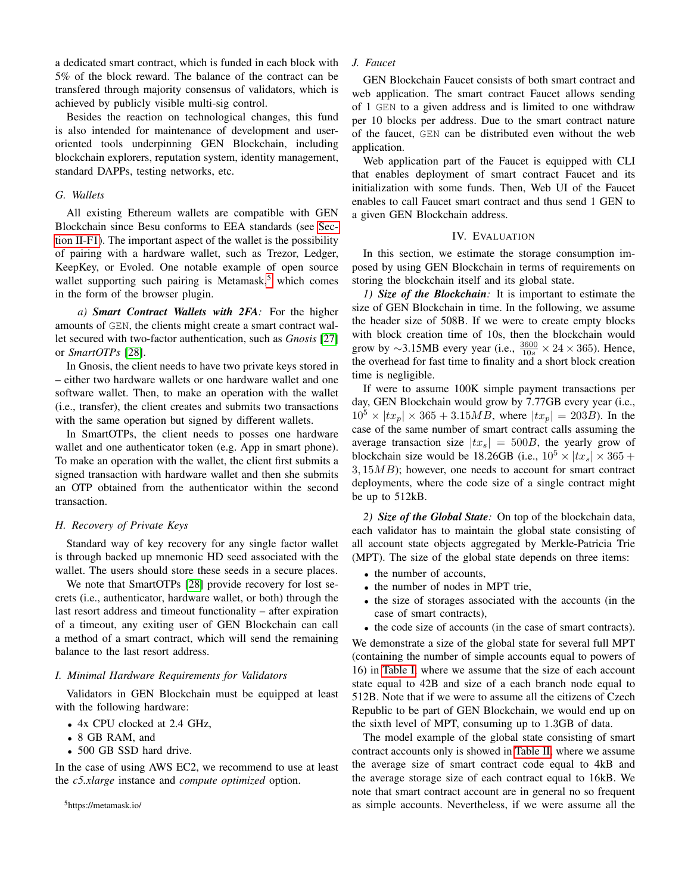a dedicated smart contract, which is funded in each block with 5% of the block reward. The balance of the contract can be transfered through majority consensus of validators, which is achieved by publicly visible multi-sig control.

Besides the reaction on technological changes, this fund is also intended for maintenance of development and user-oriented tools underpinning GEN Blockchain, including blockchain explorers, reputation system, identity management, standard DAPPs, testing networks, etc.

### G. Wallets

All existing Ethereum wallets are compatible with GEN Blockchain since Besu conforms to EEA standards (see Section II-F1). The important aspect of the wallet is the possibility of pairing with a hardware wallet, such as Trezor, Ledger, KeepKey, or Evoled. One notable example of open source wallet supporting such pairing is Metamask,[5] which comes in the form of the browser plugin.

*a) **Smart Contract Wallets with 2FA**:* For the higher amounts of `GEN`, the clients might create a smart contract wallet secured with two-factor authentication, such as *Gnosis* [27] or *SmartOTPs* [28].

In Gnosis, the client needs to have two private keys stored in – either two hardware wallets or one hardware wallet and one software wallet. Then, to make an operation with the wallet (i.e., transfer), the client creates and submits two transactions with the same operation but signed by different wallets.

In SmartOTPs, the client needs to posses one hardware wallet and one authenticator token (e.g. App in smart phone). To make an operation with the wallet, the client first submits a signed transaction with hardware wallet and then she submits an OTP obtained from the authenticator within the second transaction.

### H. Recovery of Private Keys

Standard way of key recovery for any single factor wallet is through backed up mnemonic HD seed associated with the wallet. The users should store these seeds in a secure places.

We note that SmartOTPs [28] provide recovery for lost secrets (i.e., authenticator, hardware wallet, or both) through the last resort address and timeout functionality – after expiration of a timeout, any exiting user of GEN Blockchain can call a method of a smart contract, which will send the remaining balance to the last resort address.

### I. Minimal Hardware Requirements for Validators

Validators in GEN Blockchain must be equipped at least with the following hardware:

- 4x CPU clocked at 2.4 GHz,
- 8 GB RAM, and
- 500 GB SSD hard drive.

In the case of using AWS EC2, we recommend to use at least the *c5.xlarge* instance and *compute optimized* option.

[5]https://metamask.io/

### J. Faucet

GEN Blockchain Faucet consists of both smart contract and web application. The smart contract Faucet allows sending of 1 `GEN` to a given address and is limited to one withdraw per 10 blocks per address. Due to the smart contract nature of the faucet, `GEN` can be distributed even without the web application.

Web application part of the Faucet is equipped with CLI that enables deployment of smart contract Faucet and its initialization with some funds. Then, Web UI of the Faucet enables to call Faucet smart contract and thus send 1 GEN to a given GEN Blockchain address.

## IV. Evaluation

In this section, we estimate the storage consumption imposed by using GEN Blockchain in terms of requirements on storing the blockchain itself and its global state.

*1) **Size of the Blockchain**:* It is important to estimate the size of GEN Blockchain in time. In the following, we assume the header size of 508B. If we were to create empty blocks with block creation time of 10s, then the blockchain would grow by ∼3.15MB every year (i.e., $\frac{3600}{10s} \times 24 \times 365$). Hence, the overhead for fast time to finality and a short block creation time is negligible.

If were to assume 100K simple payment transactions per day, GEN Blockchain would grow by 7.77GB every year (i.e., $10^5 \times |tx_p| \times 365 + 3.15MB$, where $|tx_p| = 203B$). In the case of the same number of smart contract calls assuming the average transaction size $|tx_s| = 500B$, the yearly grow of blockchain size would be 18.26GB (i.e., $10^5 \times |tx_s| \times 365 + 3,15MB$); however, one needs to account for smart contract deployments, where the code size of a single contract might be up to 512kB.

*2) **Size of the Global State**:* On top of the blockchain data, each validator has to maintain the global state consisting of all account state objects aggregated by Merkle-Patricia Trie (MPT). The size of the global state depends on three items:

- the number of accounts,
- the number of nodes in MPT trie,
- the size of storages associated with the accounts (in the case of smart contracts),
- the code size of accounts (in the case of smart contracts).

We demonstrate a size of the global state for several full MPT (containing the number of simple accounts equal to powers of 16) in Table I, where we assume that the size of each account state equal to 42B and size of a each branch node equal to 512B. Note that if we were to assume all the citizens of Czech Republic to be part of GEN Blockchain, we would end up on the sixth level of MPT, consuming up to 1.3GB of data.

The model example of the global state consisting of smart contract accounts only is showed in Table II, where we assume the average size of smart contract code equal to 4kB and the average storage size of each contract equal to 16kB. We note that smart contract account are in general no so frequent as simple accounts. Nevertheless, if we were assume all the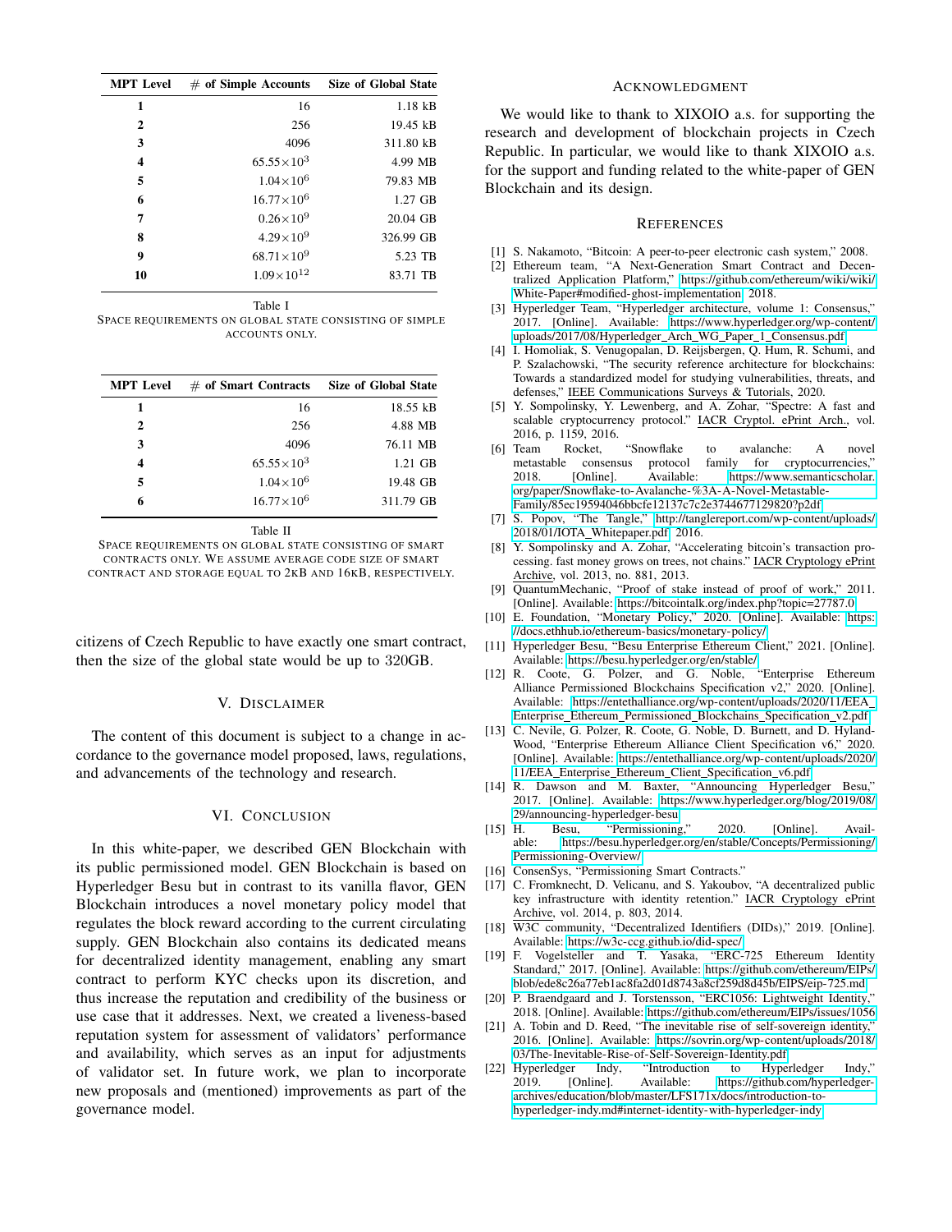| MPT Level | # of Simple Accounts | Size of Global State |
|---|---|---|
| 1 | 16 | 1.18 kB |
| 2 | 256 | 19.45 kB |
| 3 | 4096 | 311.80 kB |
| 4 | $65.55\times10^3$ | 4.99 MB |
| 5 | $1.04\times10^6$ | 79.83 MB |
| 6 | $16.77\times10^6$ | 1.27 GB |
| 7 | $0.26\times10^9$ | 20.04 GB |
| 8 | $4.29\times10^9$ | 326.99 GB |
| 9 | $68.71\times10^9$ | 5.23 TB |
| 10 | $1.09\times10^{12}$ | 83.71 TB |

Table I
SPACE REQUIREMENTS ON GLOBAL STATE CONSISTING OF SIMPLE ACCOUNTS ONLY.

| MPT Level | # of Smart Contracts | Size of Global State |
|---|---|---|
| 1 | 16 | 18.55 kB |
| 2 | 256 | 4.88 MB |
| 3 | 4096 | 76.11 MB |
| 4 | $65.55\times10^3$ | 1.21 GB |
| 5 | $1.04\times10^6$ | 19.48 GB |
| 6 | $16.77\times10^6$ | 311.79 GB |

Table II
SPACE REQUIREMENTS ON GLOBAL STATE CONSISTING OF SMART CONTRACTS ONLY. WE ASSUME AVERAGE CODE SIZE OF SMART CONTRACT AND STORAGE EQUAL TO 2KB AND 16KB, RESPECTIVELY.

citizens of Czech Republic to have exactly one smart contract, then the size of the global state would be up to 320GB.

## V. DISCLAIMER

The content of this document is subject to a change in accordance to the governance model proposed, laws, regulations, and advancements of the technology and research.

## VI. CONCLUSION

In this white-paper, we described GEN Blockchain with its public permissioned model. GEN Blockchain is based on Hyperledger Besu but in contrast to its vanilla flavor, GEN Blockchain introduces a novel monetary policy model that regulates the block reward according to the current circulating supply. GEN Blockchain also contains its dedicated means for decentralized identity management, enabling any smart contract to perform KYC checks upon its discretion, and thus increase the reputation and credibility of the business or use case that it addresses. Next, we created a liveness-based reputation system for assessment of validators' performance and availability, which serves as an input for adjustments of validator set. In future work, we plan to incorporate new proposals and (mentioned) improvements as part of the governance model.

## ACKNOWLEDGMENT

We would like to thank to XIXOIO a.s. for supporting the research and development of blockchain projects in Czech Republic. In particular, we would like to thank XIXOIO a.s. for the support and funding related to the white-paper of GEN Blockchain and its design.

## REFERENCES

[1] S. Nakamoto, "Bitcoin: A peer-to-peer electronic cash system," 2008.

[2] Ethereum team, "A Next-Generation Smart Contract and Decentralized Application Platform," https://github.com/ethereum/wiki/wiki/White-Paper#modified-ghost-implementation, 2018.

[3] Hyperledger Team, "Hyperledger architecture, volume 1: Consensus," 2017. [Online]. Available: https://www.hyperledger.org/wp-content/uploads/2017/08/Hyperledger_Arch_WG_Paper_1_Consensus.pdf

[4] I. Homoliak, S. Venugopalan, D. Reijsbergen, Q. Hum, R. Schumi, and P. Szalachowski, "The security reference architecture for blockchains: Towards a standardized model for studying vulnerabilities, threats, and defenses," IEEE Communications Surveys & Tutorials, 2020.

[5] Y. Sompolinsky, Y. Lewenberg, and A. Zohar, "Spectre: A fast and scalable cryptocurrency protocol." IACR Cryptol. ePrint Arch., vol. 2016, p. 1159, 2016.

[6] Team Rocket, "Snowflake to avalanche: A novel metastable consensus protocol family for cryptocurrencies," 2018. [Online]. Available: https://www.semanticscholar.org/paper/Snowflake-to-Avalanche-%3A-A-Novel-Metastable-Family/85ec19594046bbcfe12137c7c2e3744677129820?p2df

[7] S. Popov, "The Tangle," http://tanglereport.com/wp-content/uploads/2018/01/IOTA_Whitepaper.pdf, 2016.

[8] Y. Sompolinsky and A. Zohar, "Accelerating bitcoin's transaction processing. fast money grows on trees, not chains." IACR Cryptology ePrint Archive, vol. 2013, no. 881, 2013.

[9] QuantumMechanic, "Proof of stake instead of proof of work," 2011. [Online]. Available: https://bitcointalk.org/index.php?topic=27787.0

[10] E. Foundation, "Monetary Policy," 2020. [Online]. Available: https://docs.ethhub.io/ethereum-basics/monetary-policy/

[11] Hyperledger Besu, "Besu Enterprise Ethereum Client," 2021. [Online]. Available: https://besu.hyperledger.org/en/stable/

[12] R. Coote, G. Polzer, and G. Noble, "Enterprise Ethereum Alliance Permissioned Blockchains Specification v2," 2020. [Online]. Available: https://entethalliance.org/wp-content/uploads/2020/11/EEA_Enterprise_Ethereum_Permissioned_Blockchains_Specification_v2.pdf

[13] C. Nevile, G. Polzer, R. Coote, G. Noble, D. Burnett, and D. Hyland-Wood, "Enterprise Ethereum Alliance Client Specification v6," 2020. [Online]. Available: https://entethalliance.org/wp-content/uploads/2020/11/EEA_Enterprise_Ethereum_Client_Specification_v6.pdf

[14] R. Dawson and M. Baxter, "Announcing Hyperledger Besu," 2017. [Online]. Available: https://www.hyperledger.org/blog/2019/08/29/announcing-hyperledger-besu

[15] H. Besu, "Permissioning," 2020. [Online]. Available: https://besu.hyperledger.org/en/stable/Concepts/Permissioning/Permissioning-Overview/

[16] ConsenSys, "Permissioning Smart Contracts."

[17] C. Fromknecht, D. Velicanu, and S. Yakoubov, "A decentralized public key infrastructure with identity retention." IACR Cryptology ePrint Archive, vol. 2014, p. 803, 2014.

[18] W3C community, "Decentralized Identifiers (DIDs)," 2019. [Online]. Available: https://w3c-ccg.github.io/did-spec/

[19] F. Vogelsteller and T. Yasaka, "ERC-725 Ethereum Identity Standard," 2017. [Online]. Available: https://github.com/ethereum/EIPs/blob/ede8c26a77eb1ac8fa2d01d8743a8cf259d8d45b/EIPS/eip-725.md

[20] P. Braendgaard and J. Torstensson, "ERC1056: Lightweight Identity," 2018. [Online]. Available: https://github.com/ethereum/EIPs/issues/1056

[21] A. Tobin and D. Reed, "The inevitable rise of self-sovereign identity," 2016. [Online]. Available: https://sovrin.org/wp-content/uploads/2018/03/The-Inevitable-Rise-of-Self-Sovereign-Identity.pdf

[22] Hyperledger Indy, "Introduction to Hyperledger Indy," 2019. [Online]. Available: https://github.com/hyperledger-archives/education/blob/master/LFS171x/docs/introduction-to-hyperledger-indy.md#internet-identity-with-hyperledger-indy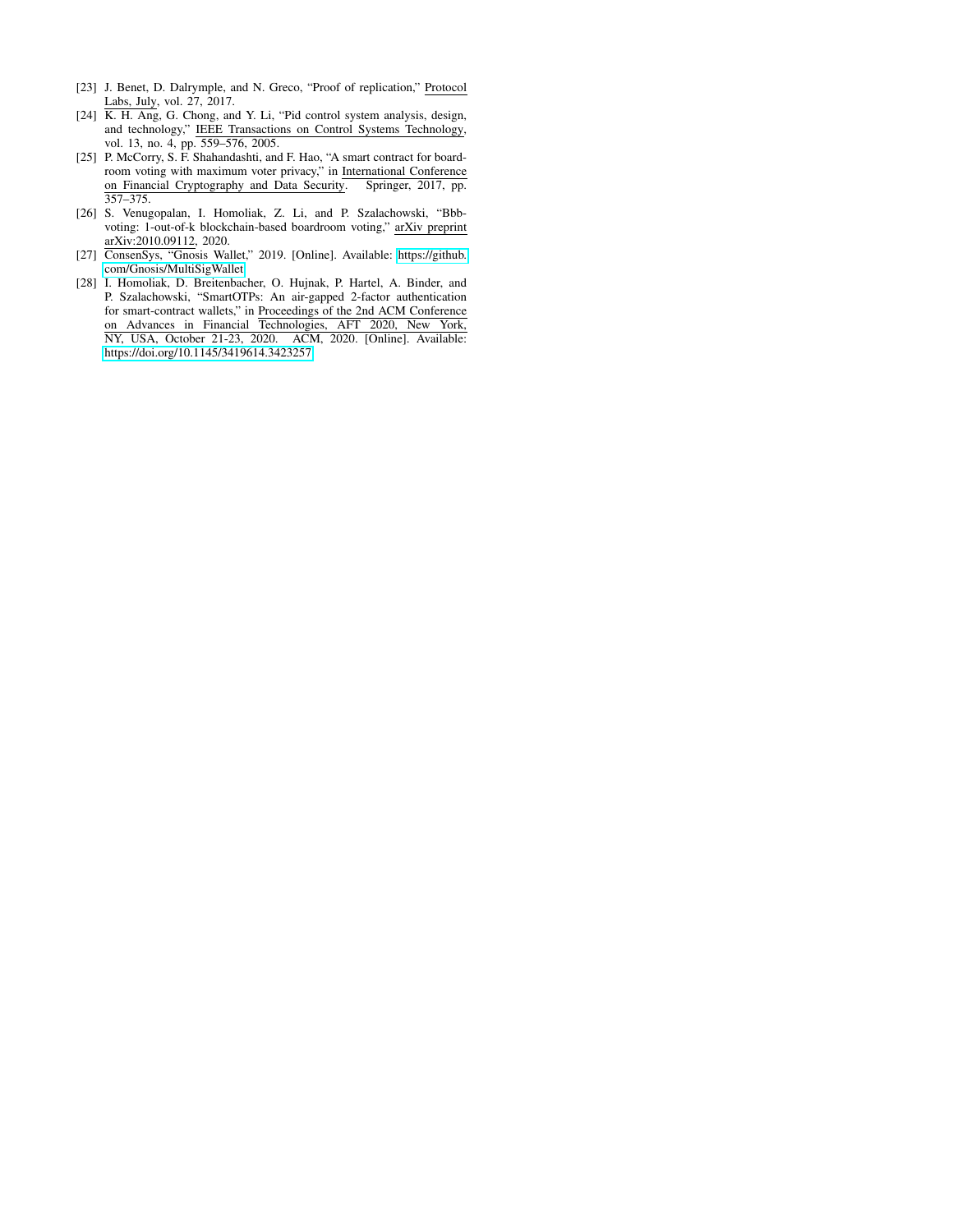[23] J. Benet, D. Dalrymple, and N. Greco, "Proof of replication," Protocol Labs, July, vol. 27, 2017.

[24] K. H. Ang, G. Chong, and Y. Li, "Pid control system analysis, design, and technology," IEEE Transactions on Control Systems Technology, vol. 13, no. 4, pp. 559–576, 2005.

[25] P. McCorry, S. F. Shahandashti, and F. Hao, "A smart contract for boardroom voting with maximum voter privacy," in International Conference on Financial Cryptography and Data Security. Springer, 2017, pp. 357–375.

[26] S. Venugopalan, I. Homoliak, Z. Li, and P. Szalachowski, "Bbb-voting: 1-out-of-k blockchain-based boardroom voting," arXiv preprint arXiv:2010.09112, 2020.

[27] ConsenSys, "Gnosis Wallet," 2019. [Online]. Available: https://github.com/Gnosis/MultiSigWallet

[28] I. Homoliak, D. Breitenbacher, O. Hujnak, P. Hartel, A. Binder, and P. Szalachowski, "SmartOTPs: An air-gapped 2-factor authentication for smart-contract wallets," in Proceedings of the 2nd ACM Conference on Advances in Financial Technologies, AFT 2020, New York, NY, USA, October 21-23, 2020. ACM, 2020. [Online]. Available: https://doi.org/10.1145/3419614.3423257